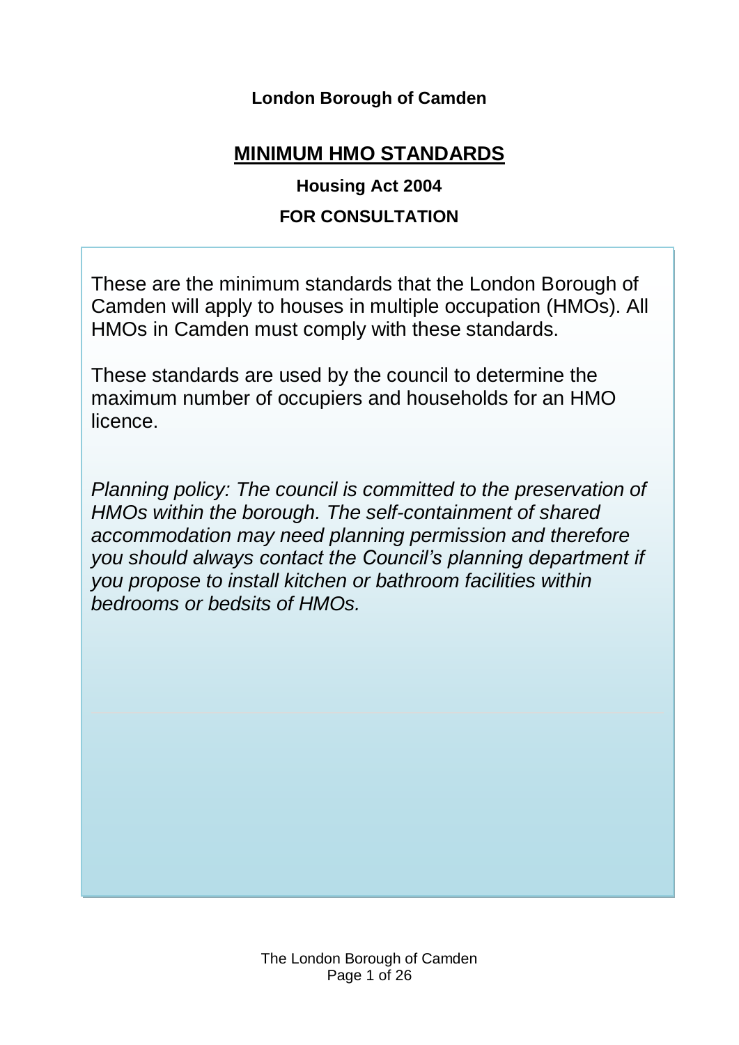**London Borough of Camden**

# MINIMUM HMO STANDARDS

**Housing Act 2004**

**FOR CONSULTATION**

These are the minimum standards that the London Borough of Camden will apply to houses in multiple occupation (HMOs). All HMOs in Camden must comply with these standards.

These standards are used by the council to determine the maximum number of occupiers and households for an HMO licence.

*Planning policy: The council is committed to the preservation of HMOs within the borough. The self-containment of shared accommodation may need planning permission and therefore you should always contact the Council's planning department if you propose to install kitchen or bathroom facilities within bedrooms or bedsits of HMOs.*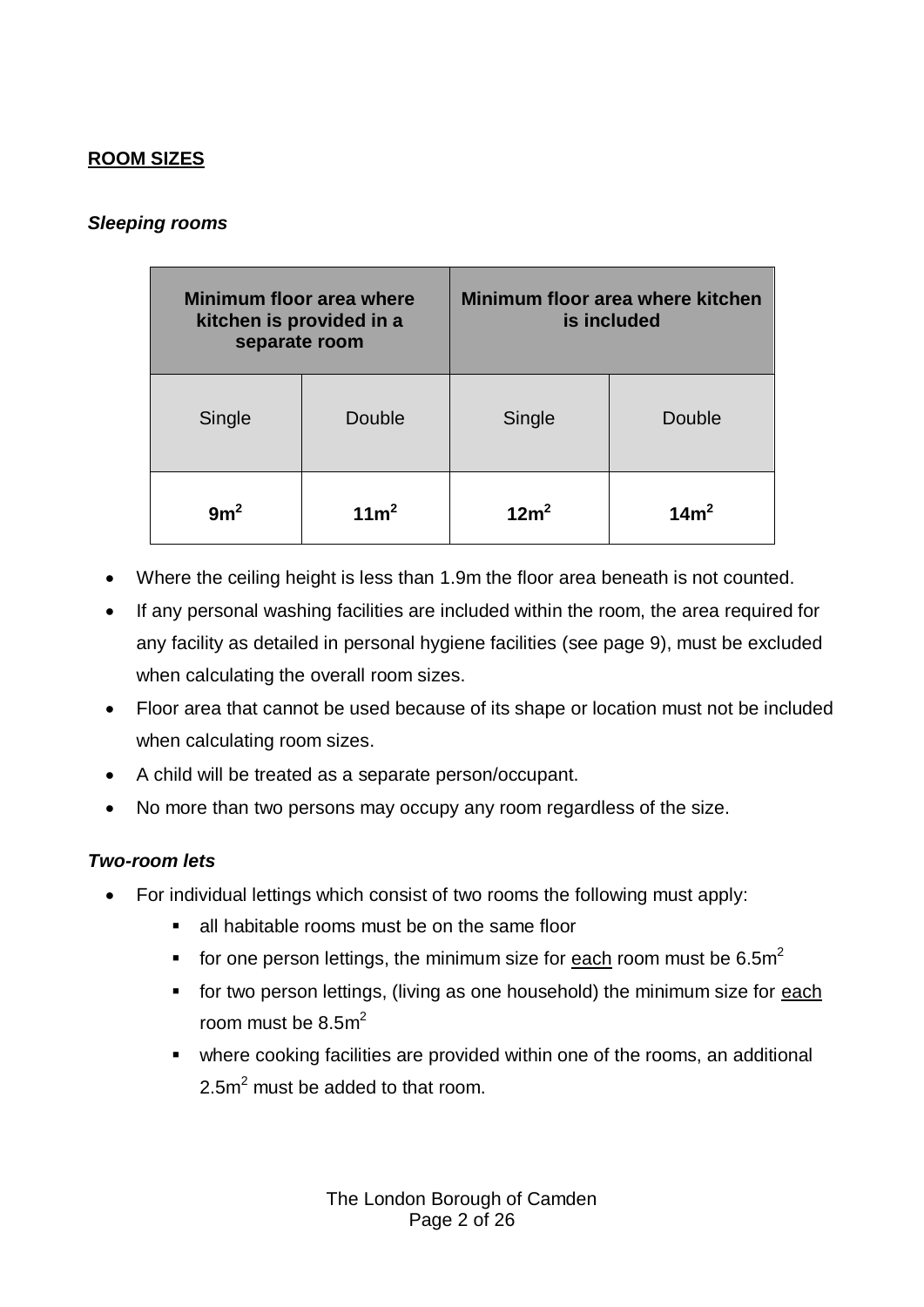## ROOM SIZES

### *Sleeping rooms*

| Minimum floor area where kitchen is provided in a separate room | | Minimum floor area where kitchen is included | |
|---|---|---|---|
| Single | Double | Single | Double |
| **$9m^2$** | **$11m^2$** | **$12m^2$** | **$14m^2$** |

- Where the ceiling height is less than 1.9m the floor area beneath is not counted.
- If any personal washing facilities are included within the room, the area required for any facility as detailed in personal hygiene facilities (see page 9), must be excluded when calculating the overall room sizes.
- Floor area that cannot be used because of its shape or location must not be included when calculating room sizes.
- A child will be treated as a separate person/occupant.
- No more than two persons may occupy any room regardless of the size.

### *Two-room lets*

- For individual lettings which consist of two rooms the following must apply:
  - all habitable rooms must be on the same floor
  - for one person lettings, the minimum size for <u>each</u> room must be $6.5m^2$
  - for two person lettings, (living as one household) the minimum size for <u>each</u> room must be $8.5m^2$
  - where cooking facilities are provided within one of the rooms, an additional $2.5m^2$ must be added to that room.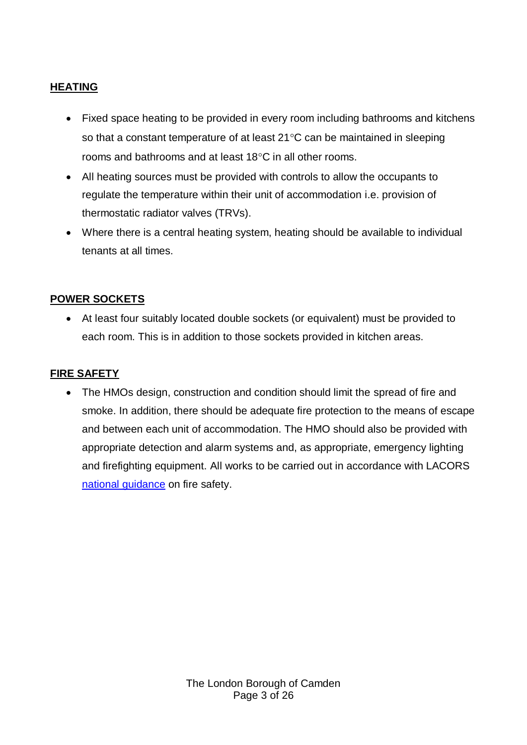## HEATING

- Fixed space heating to be provided in every room including bathrooms and kitchens so that a constant temperature of at least 21°C can be maintained in sleeping rooms and bathrooms and at least 18°C in all other rooms.
- All heating sources must be provided with controls to allow the occupants to regulate the temperature within their unit of accommodation i.e. provision of thermostatic radiator valves (TRVs).
- Where there is a central heating system, heating should be available to individual tenants at all times.

## POWER SOCKETS

- At least four suitably located double sockets (or equivalent) must be provided to each room. This is in addition to those sockets provided in kitchen areas.

## FIRE SAFETY

- The HMOs design, construction and condition should limit the spread of fire and smoke. In addition, there should be adequate fire protection to the means of escape and between each unit of accommodation. The HMO should also be provided with appropriate detection and alarm systems and, as appropriate, emergency lighting and firefighting equipment. All works to be carried out in accordance with LACORS national guidance on fire safety.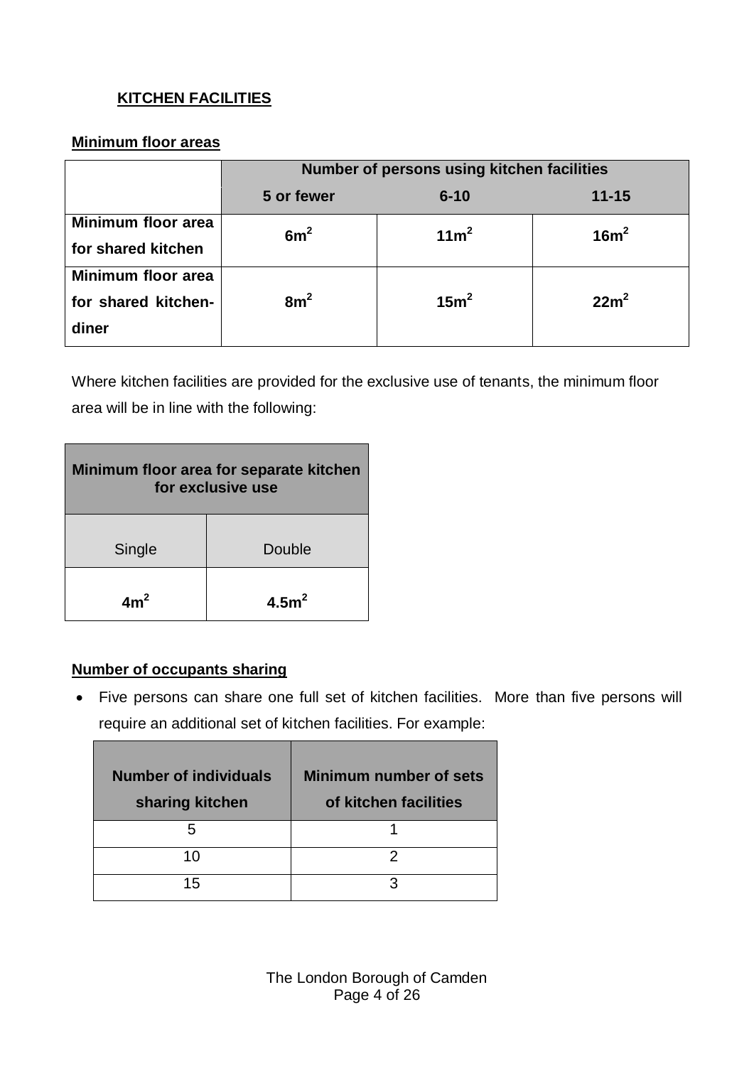## KITCHEN FACILITIES

### Minimum floor areas

| | Number of persons using kitchen facilities | | |
|---|---|---|---|
| | **5 or fewer** | **6-10** | **11-15** |
| **Minimum floor area for shared kitchen** | **6m$^2$** | **11m$^2$** | **16m$^2$** |
| **Minimum floor area for shared kitchen-diner** | **8m$^2$** | **15m$^2$** | **22m$^2$** |

Where kitchen facilities are provided for the exclusive use of tenants, the minimum floor area will be in line with the following:

| Minimum floor area for separate kitchen for exclusive use | |
|---|---|
| Single | Double |
| **4m$^2$** | **4.5m$^2$** |

### Number of occupants sharing

- Five persons can share one full set of kitchen facilities. More than five persons will require an additional set of kitchen facilities. For example:

| Number of individuals sharing kitchen | Minimum number of sets of kitchen facilities |
|---|---|
| 5 | 1 |
| 10 | 2 |
| 15 | 3 |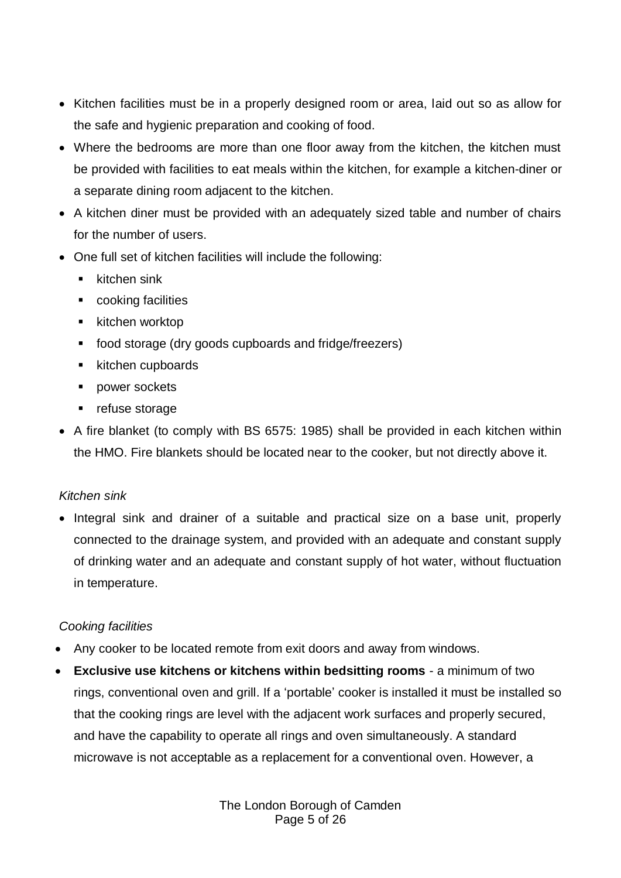- Kitchen facilities must be in a properly designed room or area, laid out so as allow for the safe and hygienic preparation and cooking of food.
- Where the bedrooms are more than one floor away from the kitchen, the kitchen must be provided with facilities to eat meals within the kitchen, for example a kitchen-diner or a separate dining room adjacent to the kitchen.
- A kitchen diner must be provided with an adequately sized table and number of chairs for the number of users.
- One full set of kitchen facilities will include the following:
  - kitchen sink
  - cooking facilities
  - kitchen worktop
  - food storage (dry goods cupboards and fridge/freezers)
  - kitchen cupboards
  - power sockets
  - refuse storage
- A fire blanket (to comply with BS 6575: 1985) shall be provided in each kitchen within the HMO. Fire blankets should be located near to the cooker, but not directly above it.

*Kitchen sink*

- Integral sink and drainer of a suitable and practical size on a base unit, properly connected to the drainage system, and provided with an adequate and constant supply of drinking water and an adequate and constant supply of hot water, without fluctuation in temperature.

*Cooking facilities*

- Any cooker to be located remote from exit doors and away from windows.
- **Exclusive use kitchens or kitchens within bedsitting rooms** - a minimum of two rings, conventional oven and grill. If a 'portable' cooker is installed it must be installed so that the cooking rings are level with the adjacent work surfaces and properly secured, and have the capability to operate all rings and oven simultaneously. A standard microwave is not acceptable as a replacement for a conventional oven. However, a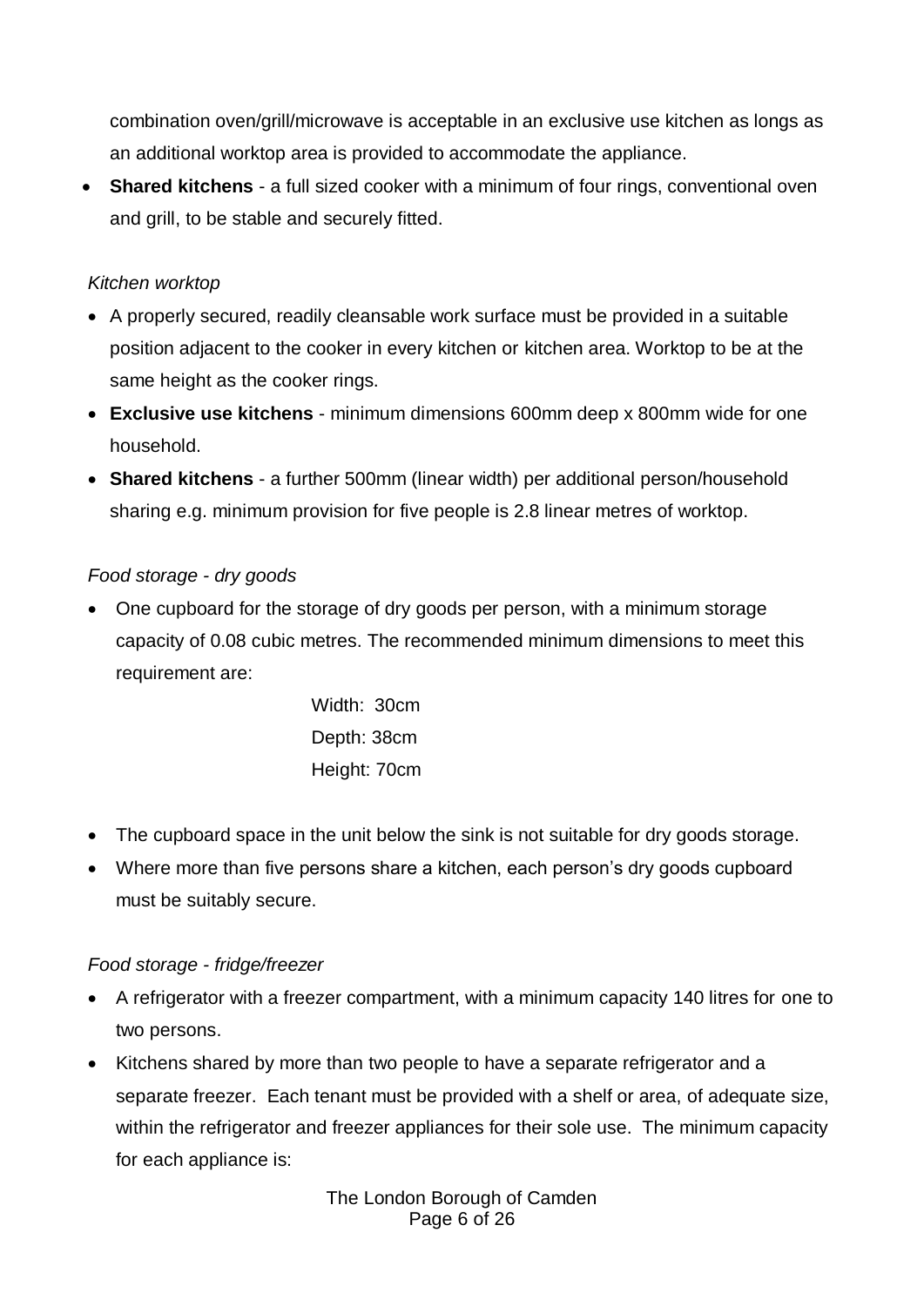combination oven/grill/microwave is acceptable in an exclusive use kitchen as longs as an additional worktop area is provided to accommodate the appliance.

- **Shared kitchens** - a full sized cooker with a minimum of four rings, conventional oven and grill, to be stable and securely fitted.

*Kitchen worktop*

- A properly secured, readily cleansable work surface must be provided in a suitable position adjacent to the cooker in every kitchen or kitchen area. Worktop to be at the same height as the cooker rings.
- **Exclusive use kitchens** - minimum dimensions 600mm deep x 800mm wide for one household.
- **Shared kitchens** - a further 500mm (linear width) per additional person/household sharing e.g. minimum provision for five people is 2.8 linear metres of worktop.

*Food storage - dry goods*

- One cupboard for the storage of dry goods per person, with a minimum storage capacity of 0.08 cubic metres. The recommended minimum dimensions to meet this requirement are:

  Width: 30cm
  Depth: 38cm
  Height: 70cm

- The cupboard space in the unit below the sink is not suitable for dry goods storage.
- Where more than five persons share a kitchen, each person's dry goods cupboard must be suitably secure.

*Food storage - fridge/freezer*

- A refrigerator with a freezer compartment, with a minimum capacity 140 litres for one to two persons.
- Kitchens shared by more than two people to have a separate refrigerator and a separate freezer. Each tenant must be provided with a shelf or area, of adequate size, within the refrigerator and freezer appliances for their sole use. The minimum capacity for each appliance is: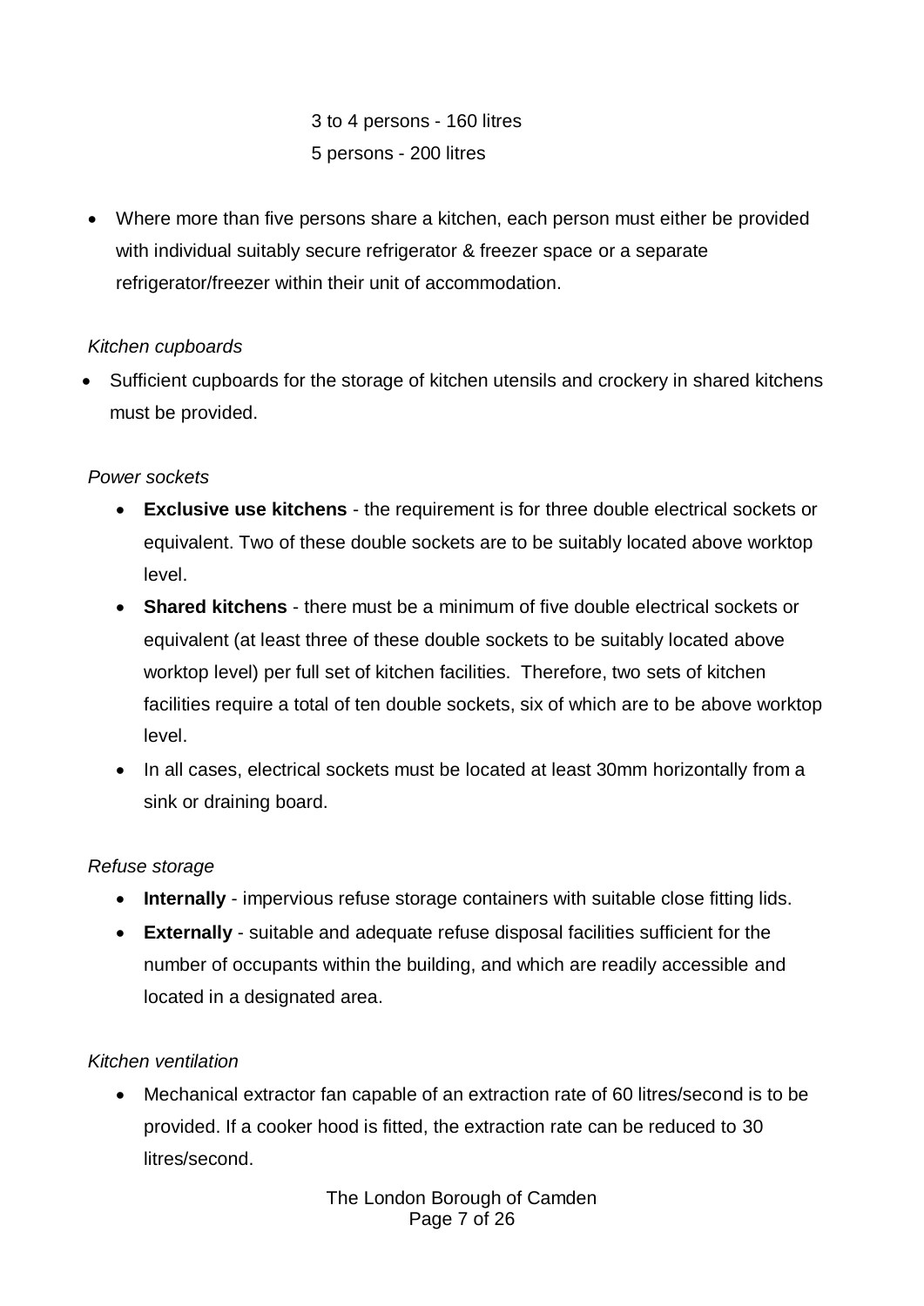3 to 4 persons - 160 litres

5 persons - 200 litres

- Where more than five persons share a kitchen, each person must either be provided with individual suitably secure refrigerator & freezer space or a separate refrigerator/freezer within their unit of accommodation.

*Kitchen cupboards*

- Sufficient cupboards for the storage of kitchen utensils and crockery in shared kitchens must be provided.

*Power sockets*

- **Exclusive use kitchens** - the requirement is for three double electrical sockets or equivalent. Two of these double sockets are to be suitably located above worktop level.
- **Shared kitchens** - there must be a minimum of five double electrical sockets or equivalent (at least three of these double sockets to be suitably located above worktop level) per full set of kitchen facilities. Therefore, two sets of kitchen facilities require a total of ten double sockets, six of which are to be above worktop level.
- In all cases, electrical sockets must be located at least 30mm horizontally from a sink or draining board.

*Refuse storage*

- **Internally** - impervious refuse storage containers with suitable close fitting lids.
- **Externally** - suitable and adequate refuse disposal facilities sufficient for the number of occupants within the building, and which are readily accessible and located in a designated area.

*Kitchen ventilation*

- Mechanical extractor fan capable of an extraction rate of 60 litres/second is to be provided. If a cooker hood is fitted, the extraction rate can be reduced to 30 litres/second.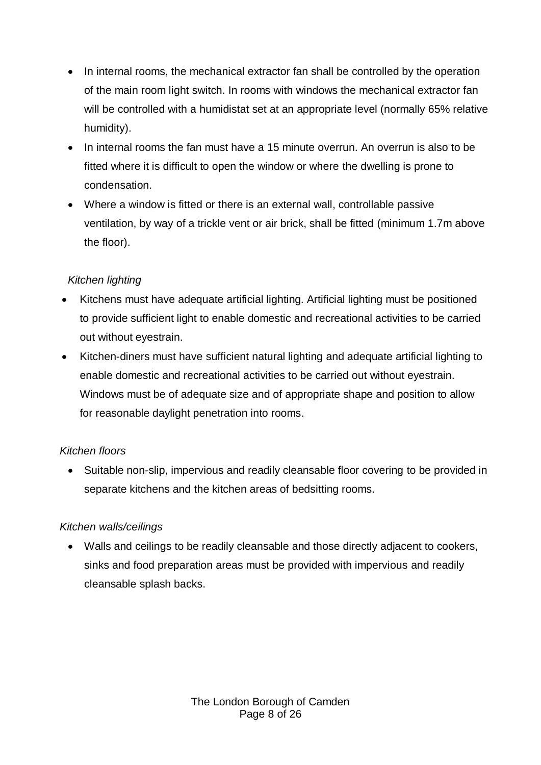- In internal rooms, the mechanical extractor fan shall be controlled by the operation of the main room light switch. In rooms with windows the mechanical extractor fan will be controlled with a humidistat set at an appropriate level (normally 65% relative humidity).
- In internal rooms the fan must have a 15 minute overrun. An overrun is also to be fitted where it is difficult to open the window or where the dwelling is prone to condensation.
- Where a window is fitted or there is an external wall, controllable passive ventilation, by way of a trickle vent or air brick, shall be fitted (minimum 1.7m above the floor).

*Kitchen lighting*

- Kitchens must have adequate artificial lighting. Artificial lighting must be positioned to provide sufficient light to enable domestic and recreational activities to be carried out without eyestrain.
- Kitchen-diners must have sufficient natural lighting and adequate artificial lighting to enable domestic and recreational activities to be carried out without eyestrain. Windows must be of adequate size and of appropriate shape and position to allow for reasonable daylight penetration into rooms.

*Kitchen floors*

- Suitable non-slip, impervious and readily cleansable floor covering to be provided in separate kitchens and the kitchen areas of bedsitting rooms.

*Kitchen walls/ceilings*

- Walls and ceilings to be readily cleansable and those directly adjacent to cookers, sinks and food preparation areas must be provided with impervious and readily cleansable splash backs.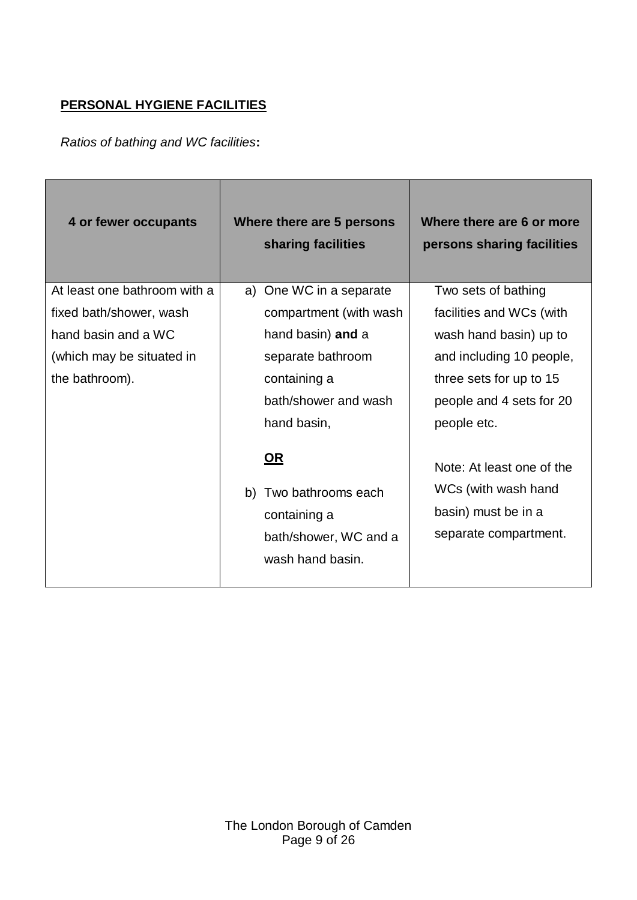**PERSONAL HYGIENE FACILITIES**

*Ratios of bathing and WC facilities***:**

| 4 or fewer occupants | Where there are 5 persons sharing facilities | Where there are 6 or more persons sharing facilities |
|---|---|---|
| At least one bathroom with a fixed bath/shower, wash hand basin and a WC (which may be situated in the bathroom). | a) One WC in a separate compartment (with wash hand basin) **and** a separate bathroom containing a bath/shower and wash hand basin,<br><br>**OR**<br><br>b) Two bathrooms each containing a bath/shower, WC and a wash hand basin. | Two sets of bathing facilities and WCs (with wash hand basin) up to and including 10 people, three sets for up to 15 people and 4 sets for 20 people etc.<br><br>Note: At least one of the WCs (with wash hand basin) must be in a separate compartment. |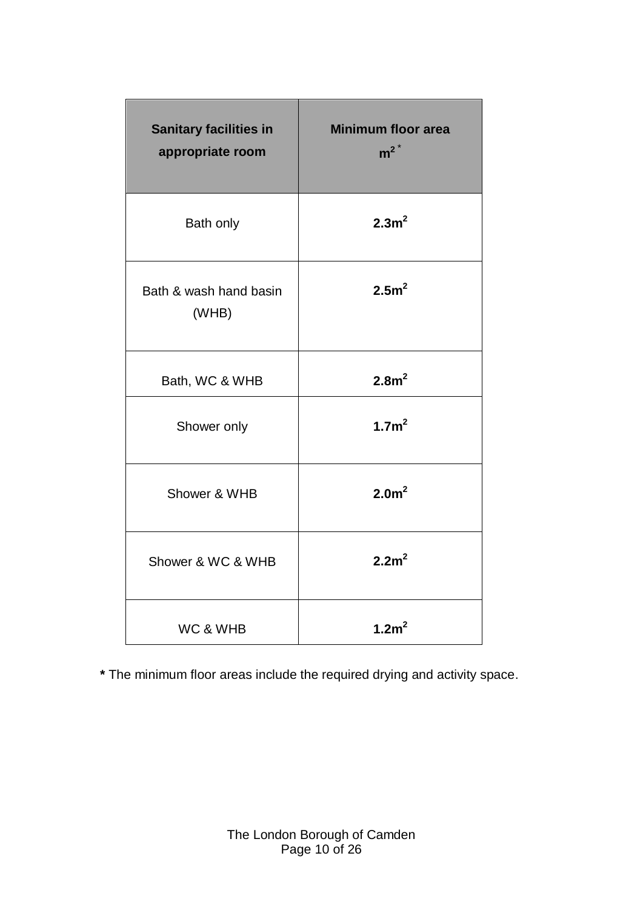| **Sanitary facilities in appropriate room** | **Minimum floor area $m^2$ *** |
|---|---|
| Bath only | **$2.3m^2$** |
| Bath & wash hand basin (WHB) | **$2.5m^2$** |
| Bath, WC & WHB | **$2.8m^2$** |
| Shower only | **$1.7m^2$** |
| Shower & WHB | **$2.0m^2$** |
| Shower & WC & WHB | **$2.2m^2$** |
| WC & WHB | **$1.2m^2$** |

**\*** The minimum floor areas include the required drying and activity space.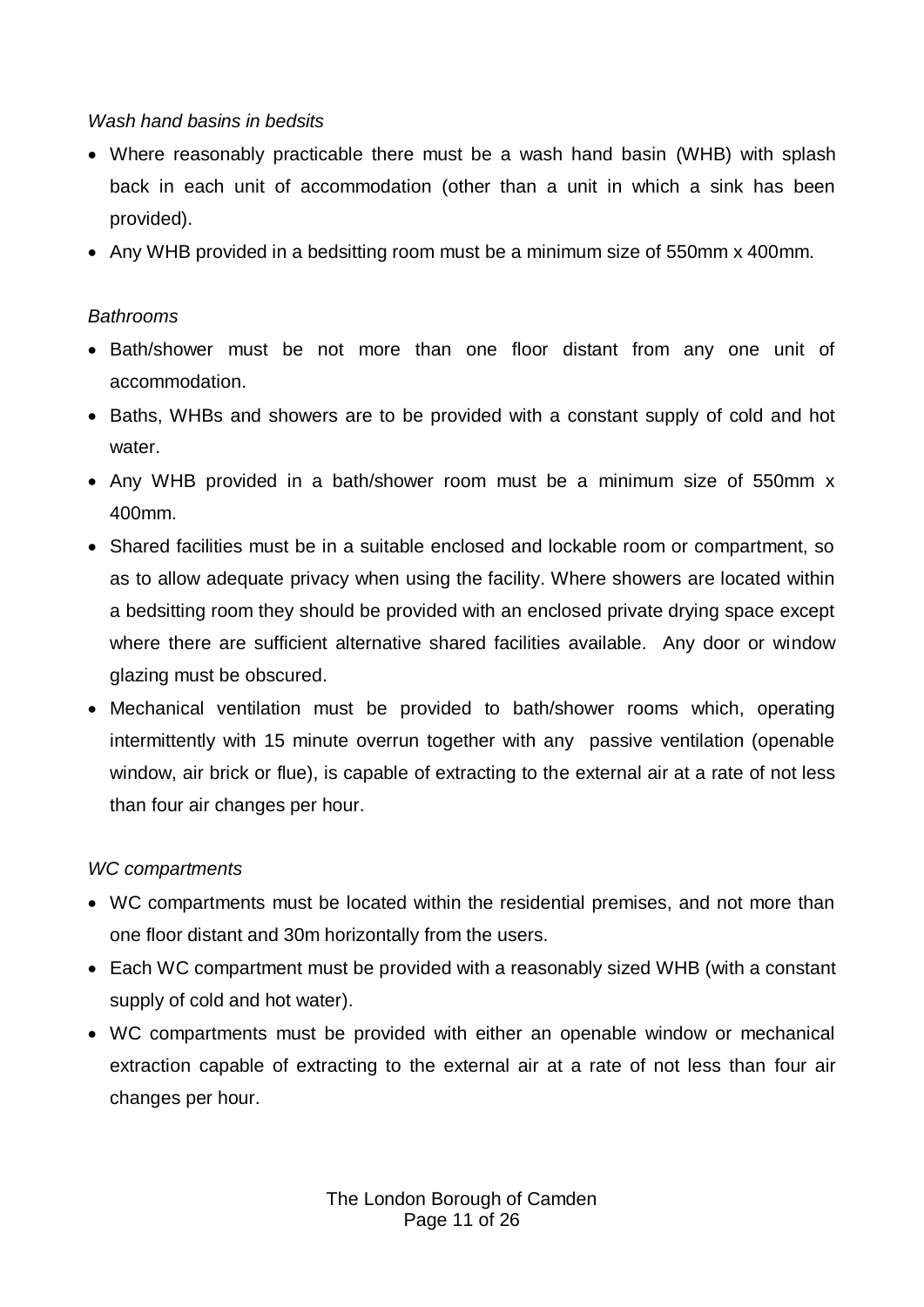*Wash hand basins in bedsits*

- Where reasonably practicable there must be a wash hand basin (WHB) with splash back in each unit of accommodation (other than a unit in which a sink has been provided).
- Any WHB provided in a bedsitting room must be a minimum size of 550mm x 400mm.

*Bathrooms*

- Bath/shower must be not more than one floor distant from any one unit of accommodation.
- Baths, WHBs and showers are to be provided with a constant supply of cold and hot water.
- Any WHB provided in a bath/shower room must be a minimum size of 550mm x 400mm.
- Shared facilities must be in a suitable enclosed and lockable room or compartment, so as to allow adequate privacy when using the facility. Where showers are located within a bedsitting room they should be provided with an enclosed private drying space except where there are sufficient alternative shared facilities available. Any door or window glazing must be obscured.
- Mechanical ventilation must be provided to bath/shower rooms which, operating intermittently with 15 minute overrun together with any passive ventilation (openable window, air brick or flue), is capable of extracting to the external air at a rate of not less than four air changes per hour.

*WC compartments*

- WC compartments must be located within the residential premises, and not more than one floor distant and 30m horizontally from the users.
- Each WC compartment must be provided with a reasonably sized WHB (with a constant supply of cold and hot water).
- WC compartments must be provided with either an openable window or mechanical extraction capable of extracting to the external air at a rate of not less than four air changes per hour.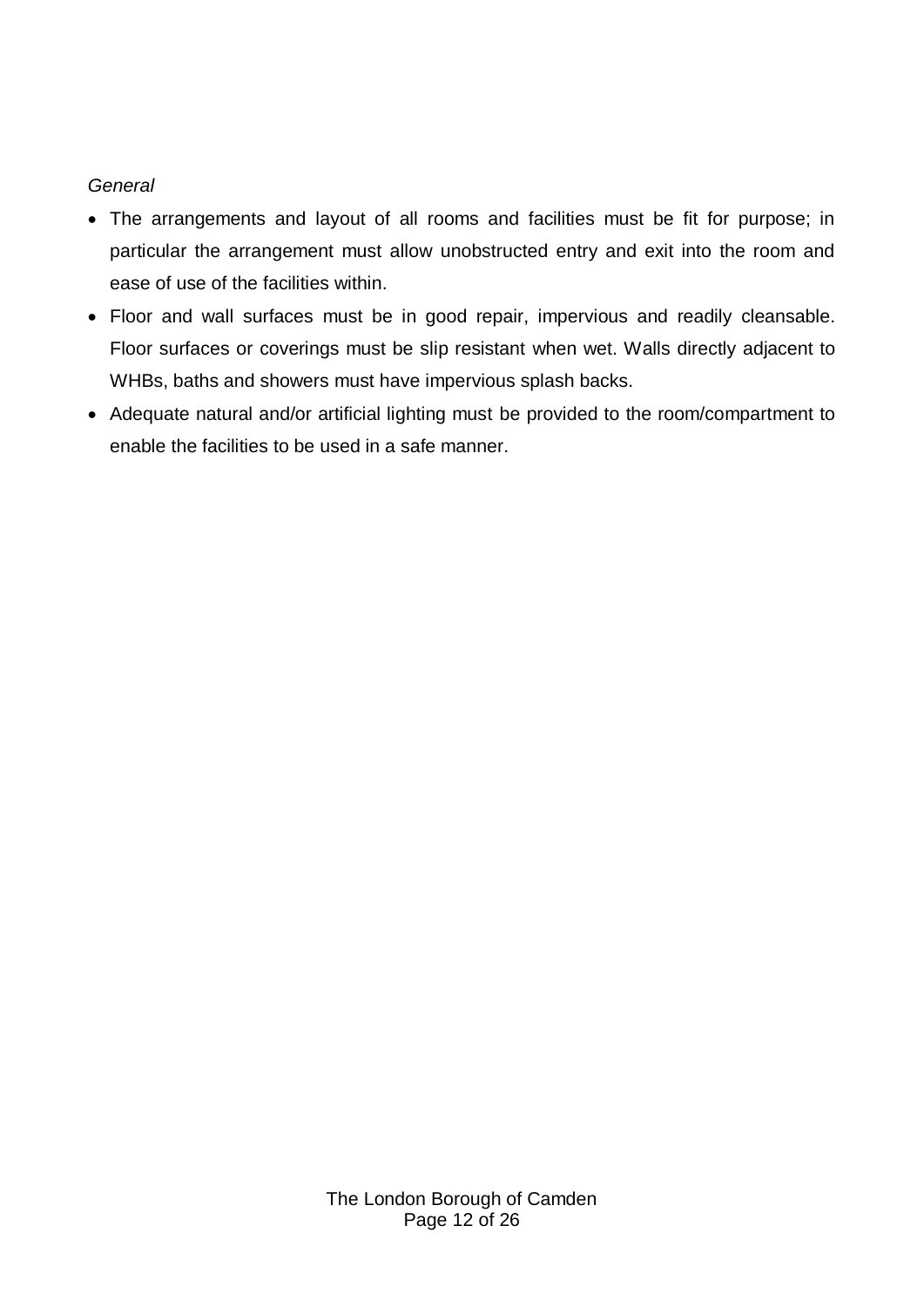*General*

- The arrangements and layout of all rooms and facilities must be fit for purpose; in particular the arrangement must allow unobstructed entry and exit into the room and ease of use of the facilities within.
- Floor and wall surfaces must be in good repair, impervious and readily cleansable. Floor surfaces or coverings must be slip resistant when wet. Walls directly adjacent to WHBs, baths and showers must have impervious splash backs.
- Adequate natural and/or artificial lighting must be provided to the room/compartment to enable the facilities to be used in a safe manner.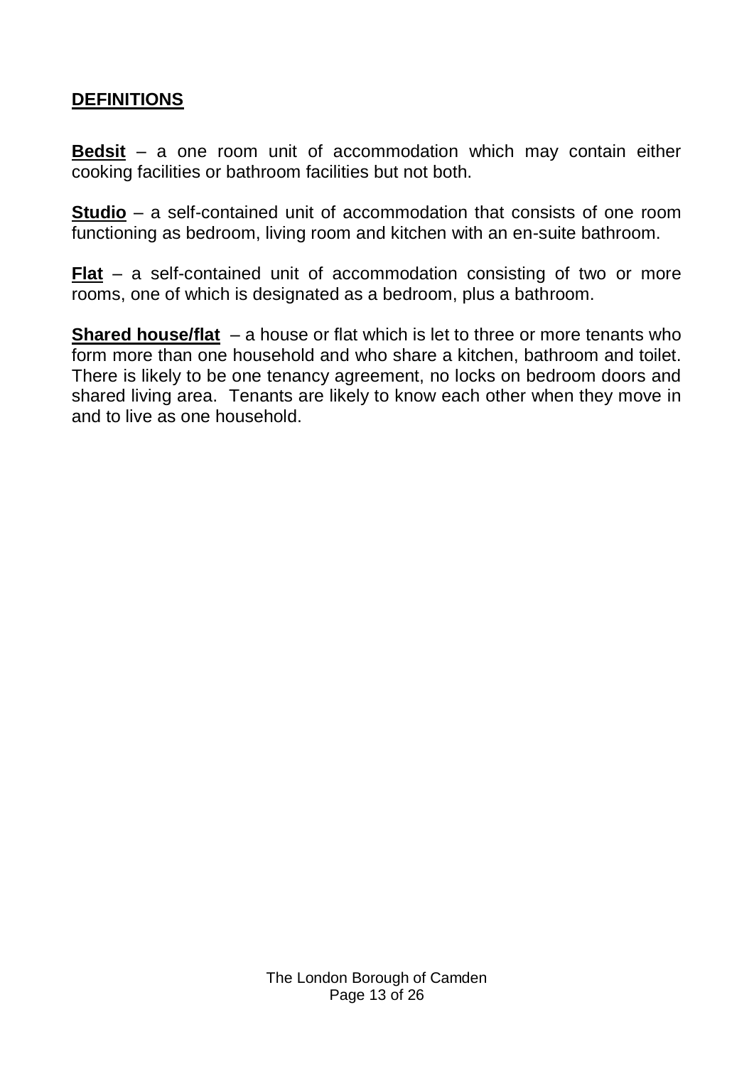## DEFINITIONS

**Bedsit** – a one room unit of accommodation which may contain either cooking facilities or bathroom facilities but not both.

**Studio** – a self-contained unit of accommodation that consists of one room functioning as bedroom, living room and kitchen with an en-suite bathroom.

**Flat** – a self-contained unit of accommodation consisting of two or more rooms, one of which is designated as a bedroom, plus a bathroom.

**Shared house/flat** – a house or flat which is let to three or more tenants who form more than one household and who share a kitchen, bathroom and toilet. There is likely to be one tenancy agreement, no locks on bedroom doors and shared living area. Tenants are likely to know each other when they move in and to live as one household.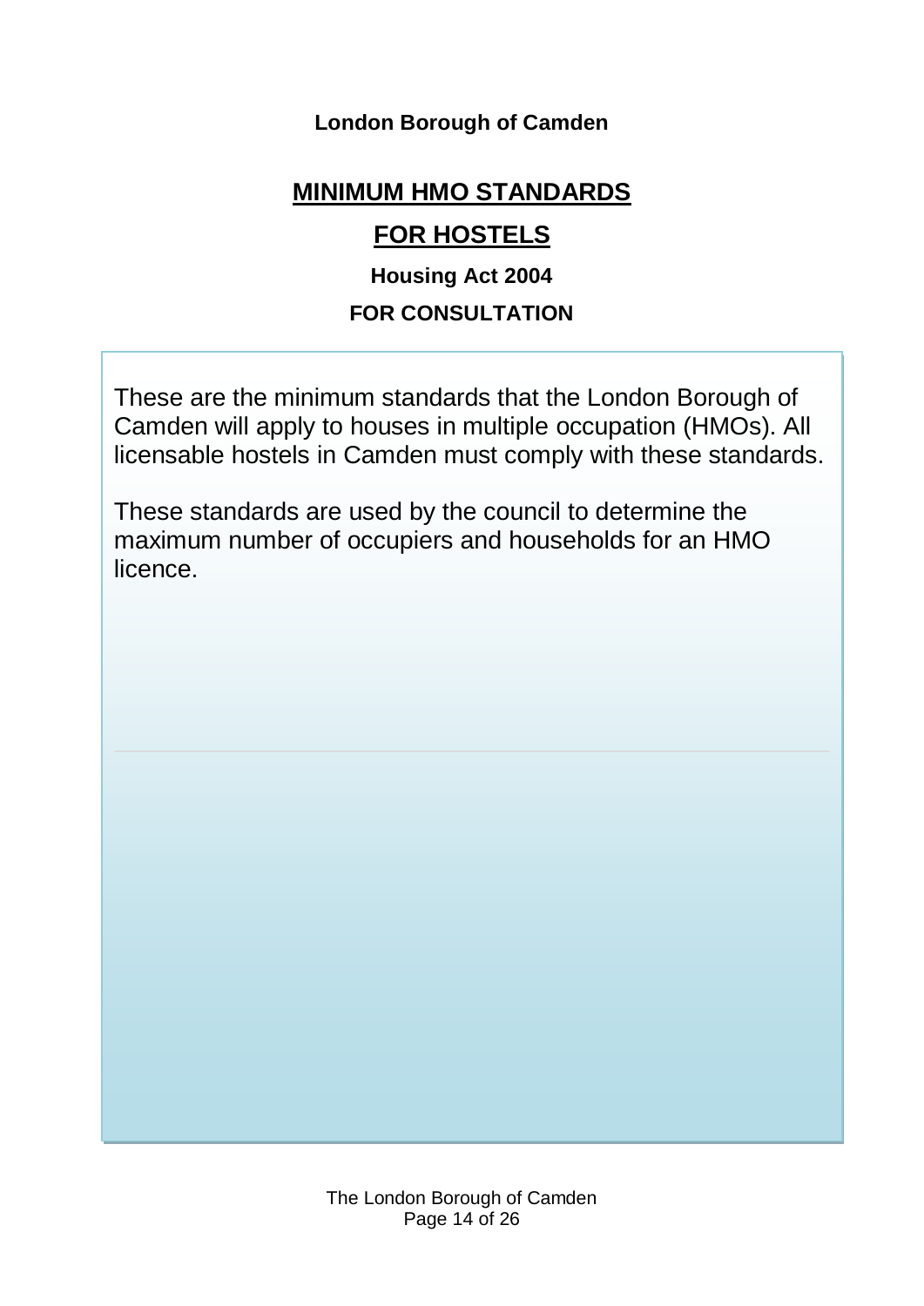**London Borough of Camden**

# MINIMUM HMO STANDARDS

# FOR HOSTELS

**Housing Act 2004**

**FOR CONSULTATION**

These are the minimum standards that the London Borough of Camden will apply to houses in multiple occupation (HMOs). All licensable hostels in Camden must comply with these standards.

These standards are used by the council to determine the maximum number of occupiers and households for an HMO licence.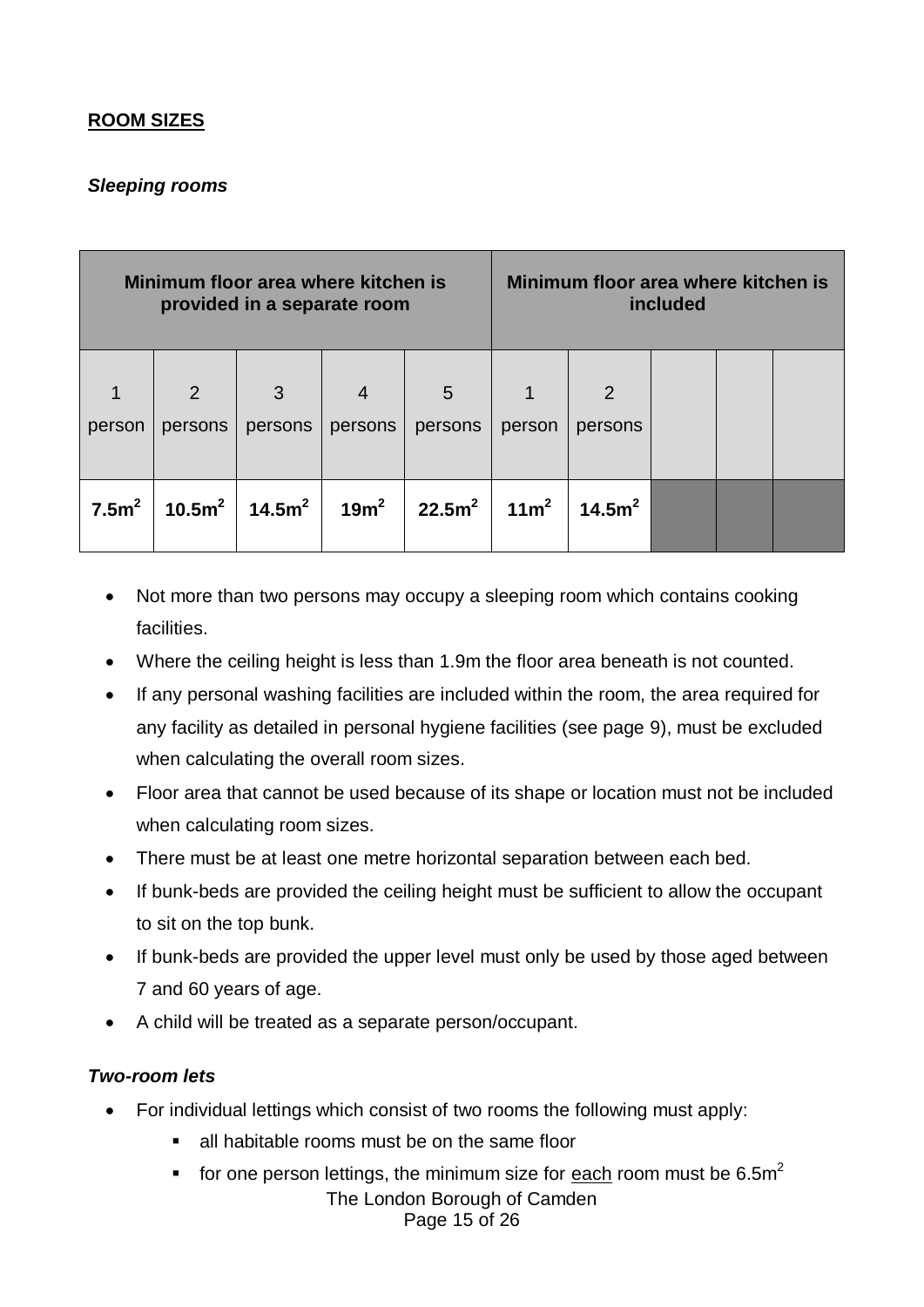**ROOM SIZES**

***Sleeping rooms***

| Minimum floor area where kitchen is provided in a separate room | | | | | Minimum floor area where kitchen is included | | | | |
|---|---|---|---|---|---|---|---|---|---|
| 1 person | 2 persons | 3 persons | 4 persons | 5 persons | 1 person | 2 persons | | | |
| **7.5m$^2$** | **10.5m$^2$** | **14.5m$^2$** | **19m$^2$** | **22.5m$^2$** | **11m$^2$** | **14.5m$^2$** | | | |

- Not more than two persons may occupy a sleeping room which contains cooking facilities.
- Where the ceiling height is less than 1.9m the floor area beneath is not counted.
- If any personal washing facilities are included within the room, the area required for any facility as detailed in personal hygiene facilities (see page 9), must be excluded when calculating the overall room sizes.
- Floor area that cannot be used because of its shape or location must not be included when calculating room sizes.
- There must be at least one metre horizontal separation between each bed.
- If bunk-beds are provided the ceiling height must be sufficient to allow the occupant to sit on the top bunk.
- If bunk-beds are provided the upper level must only be used by those aged between 7 and 60 years of age.
- A child will be treated as a separate person/occupant.

***Two-room lets***

- For individual lettings which consist of two rooms the following must apply:
  - all habitable rooms must be on the same floor
  - for one person lettings, the minimum size for each room must be 6.5m$^2$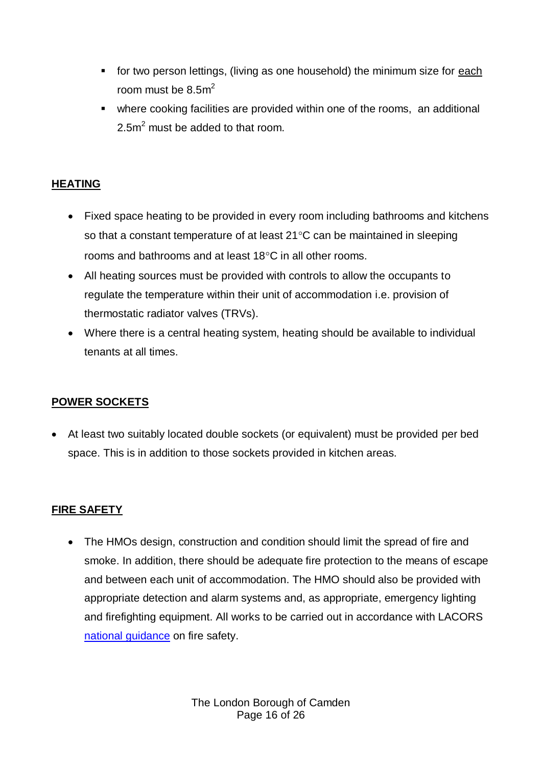- for two person lettings, (living as one household) the minimum size for each room must be $8.5m^2$
- where cooking facilities are provided within one of the rooms, an additional $2.5m^2$ must be added to that room.

## HEATING

- Fixed space heating to be provided in every room including bathrooms and kitchens so that a constant temperature of at least 21°C can be maintained in sleeping rooms and bathrooms and at least 18°C in all other rooms.
- All heating sources must be provided with controls to allow the occupants to regulate the temperature within their unit of accommodation i.e. provision of thermostatic radiator valves (TRVs).
- Where there is a central heating system, heating should be available to individual tenants at all times.

## POWER SOCKETS

- At least two suitably located double sockets (or equivalent) must be provided per bed space. This is in addition to those sockets provided in kitchen areas.

## FIRE SAFETY

- The HMOs design, construction and condition should limit the spread of fire and smoke. In addition, there should be adequate fire protection to the means of escape and between each unit of accommodation. The HMO should also be provided with appropriate detection and alarm systems and, as appropriate, emergency lighting and firefighting equipment. All works to be carried out in accordance with LACORS national guidance on fire safety.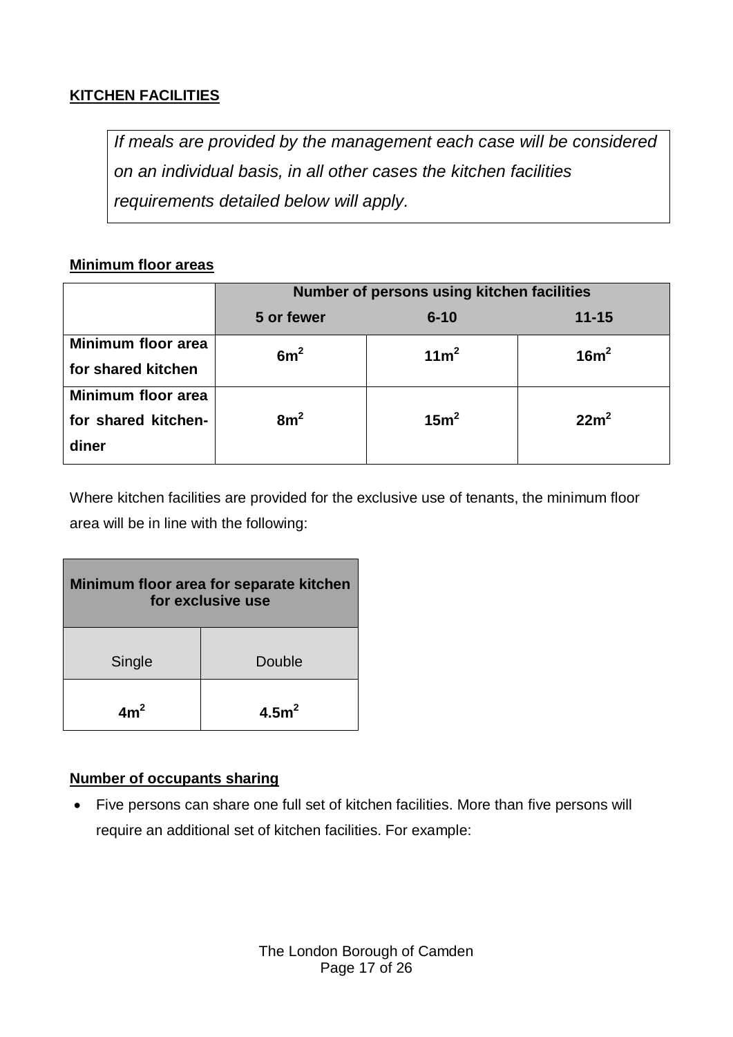**KITCHEN FACILITIES**

*If meals are provided by the management each case will be considered on an individual basis, in all other cases the kitchen facilities requirements detailed below will apply.*

**Minimum floor areas**

| | Number of persons using kitchen facilities | | |
|---|---|---|---|
| | 5 or fewer | 6-10 | 11-15 |
| **Minimum floor area for shared kitchen** | **$6m^2$** | **$11m^2$** | **$16m^2$** |
| **Minimum floor area for shared kitchen-diner** | **$8m^2$** | **$15m^2$** | **$22m^2$** |

Where kitchen facilities are provided for the exclusive use of tenants, the minimum floor area will be in line with the following:

| Minimum floor area for separate kitchen for exclusive use | |
|---|---|
| Single | Double |
| **$4m^2$** | **$4.5m^2$** |

**Number of occupants sharing**

- Five persons can share one full set of kitchen facilities. More than five persons will require an additional set of kitchen facilities. For example: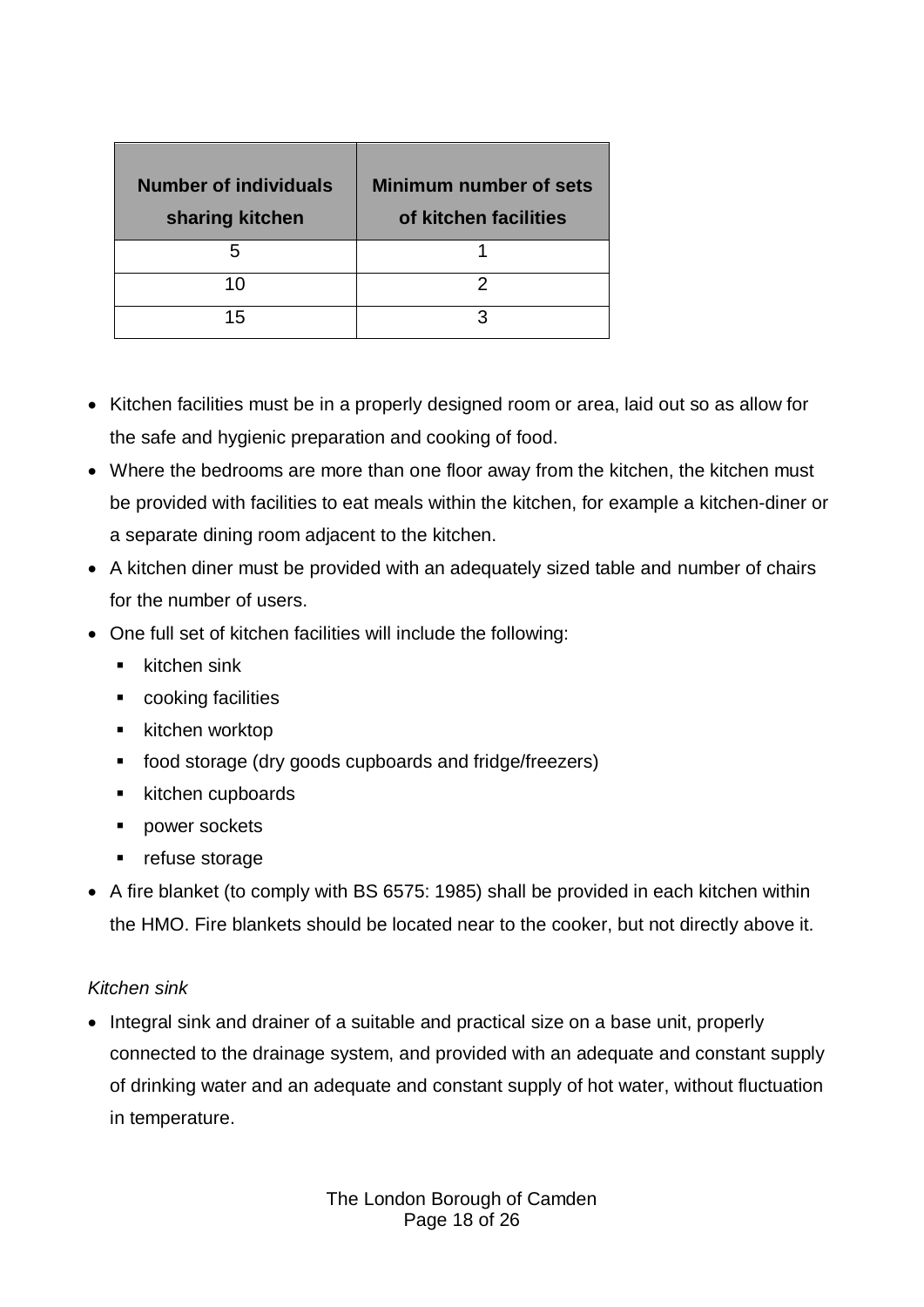| Number of individuals sharing kitchen | Minimum number of sets of kitchen facilities |
|---|---|
| 5 | 1 |
| 10 | 2 |
| 15 | 3 |

- Kitchen facilities must be in a properly designed room or area, laid out so as allow for the safe and hygienic preparation and cooking of food.
- Where the bedrooms are more than one floor away from the kitchen, the kitchen must be provided with facilities to eat meals within the kitchen, for example a kitchen-diner or a separate dining room adjacent to the kitchen.
- A kitchen diner must be provided with an adequately sized table and number of chairs for the number of users.
- One full set of kitchen facilities will include the following:
  - kitchen sink
  - cooking facilities
  - kitchen worktop
  - food storage (dry goods cupboards and fridge/freezers)
  - kitchen cupboards
  - power sockets
  - refuse storage
- A fire blanket (to comply with BS 6575: 1985) shall be provided in each kitchen within the HMO. Fire blankets should be located near to the cooker, but not directly above it.

*Kitchen sink*

- Integral sink and drainer of a suitable and practical size on a base unit, properly connected to the drainage system, and provided with an adequate and constant supply of drinking water and an adequate and constant supply of hot water, without fluctuation in temperature.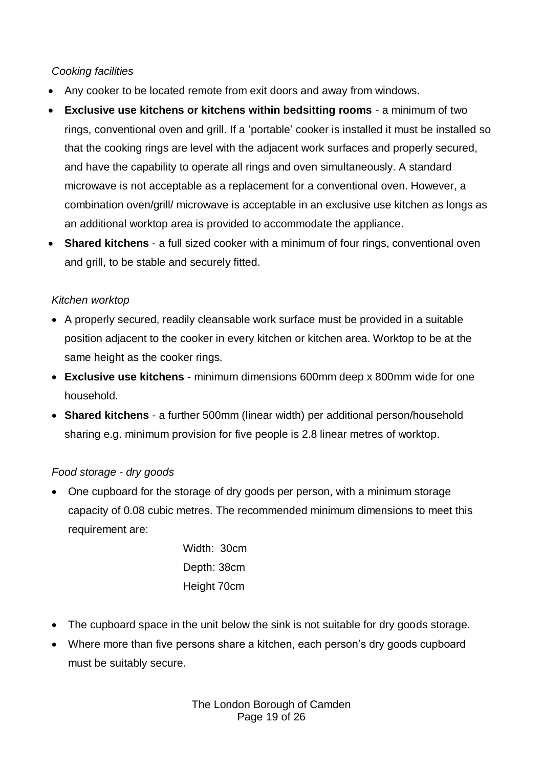*Cooking facilities*

- Any cooker to be located remote from exit doors and away from windows.
- **Exclusive use kitchens or kitchens within bedsitting rooms** - a minimum of two rings, conventional oven and grill. If a 'portable' cooker is installed it must be installed so that the cooking rings are level with the adjacent work surfaces and properly secured, and have the capability to operate all rings and oven simultaneously. A standard microwave is not acceptable as a replacement for a conventional oven. However, a combination oven/grill/ microwave is acceptable in an exclusive use kitchen as longs as an additional worktop area is provided to accommodate the appliance.
- **Shared kitchens** - a full sized cooker with a minimum of four rings, conventional oven and grill, to be stable and securely fitted.

*Kitchen worktop*

- A properly secured, readily cleansable work surface must be provided in a suitable position adjacent to the cooker in every kitchen or kitchen area. Worktop to be at the same height as the cooker rings.
- **Exclusive use kitchens** - minimum dimensions 600mm deep x 800mm wide for one household.
- **Shared kitchens** - a further 500mm (linear width) per additional person/household sharing e.g. minimum provision for five people is 2.8 linear metres of worktop.

*Food storage - dry goods*

- One cupboard for the storage of dry goods per person, with a minimum storage capacity of 0.08 cubic metres. The recommended minimum dimensions to meet this requirement are:

  Width: 30cm
  Depth: 38cm
  Height 70cm

- The cupboard space in the unit below the sink is not suitable for dry goods storage.
- Where more than five persons share a kitchen, each person's dry goods cupboard must be suitably secure.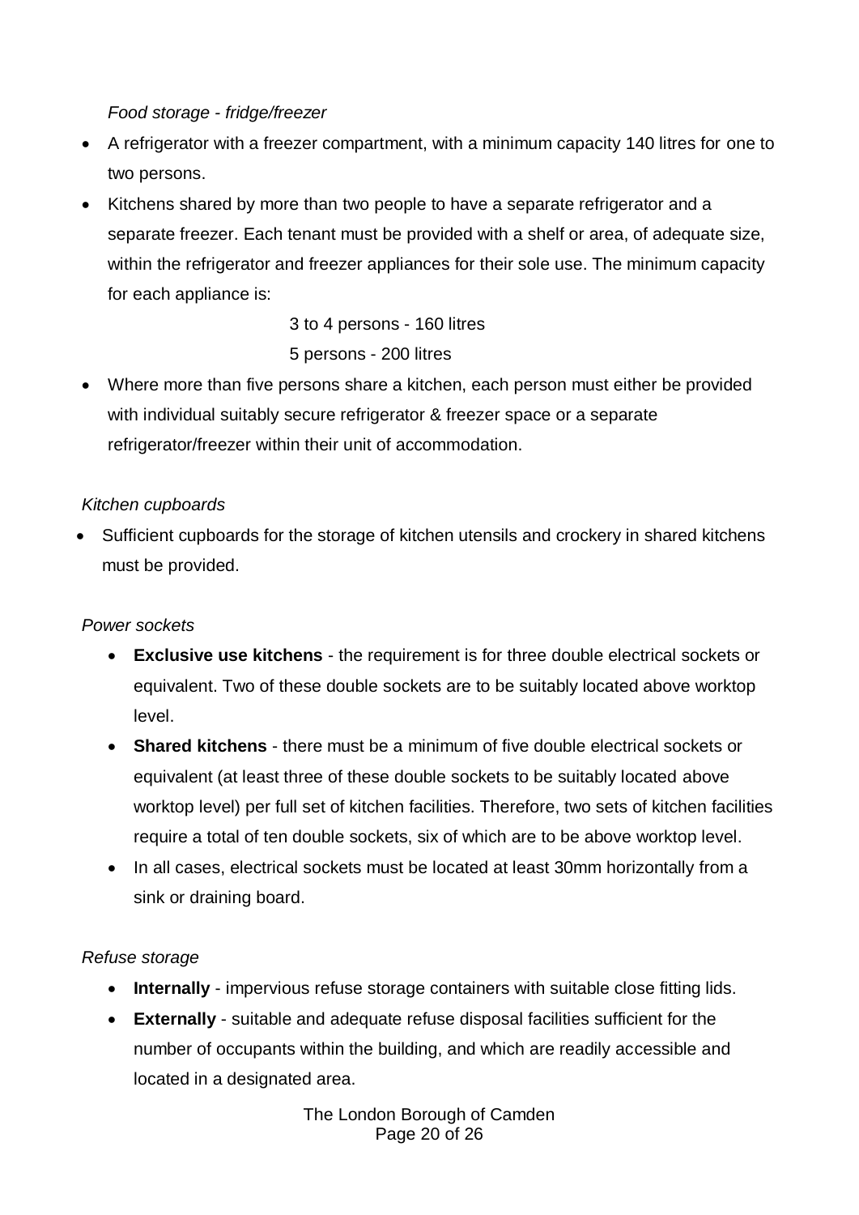*Food storage - fridge/freezer*

- A refrigerator with a freezer compartment, with a minimum capacity 140 litres for one to two persons.
- Kitchens shared by more than two people to have a separate refrigerator and a separate freezer. Each tenant must be provided with a shelf or area, of adequate size, within the refrigerator and freezer appliances for their sole use. The minimum capacity for each appliance is:

  3 to 4 persons - 160 litres

  5 persons - 200 litres

- Where more than five persons share a kitchen, each person must either be provided with individual suitably secure refrigerator & freezer space or a separate refrigerator/freezer within their unit of accommodation.

*Kitchen cupboards*

- Sufficient cupboards for the storage of kitchen utensils and crockery in shared kitchens must be provided.

*Power sockets*

- **Exclusive use kitchens** - the requirement is for three double electrical sockets or equivalent. Two of these double sockets are to be suitably located above worktop level.
- **Shared kitchens** - there must be a minimum of five double electrical sockets or equivalent (at least three of these double sockets to be suitably located above worktop level) per full set of kitchen facilities. Therefore, two sets of kitchen facilities require a total of ten double sockets, six of which are to be above worktop level.
- In all cases, electrical sockets must be located at least 30mm horizontally from a sink or draining board.

*Refuse storage*

- **Internally** - impervious refuse storage containers with suitable close fitting lids.
- **Externally** - suitable and adequate refuse disposal facilities sufficient for the number of occupants within the building, and which are readily accessible and located in a designated area.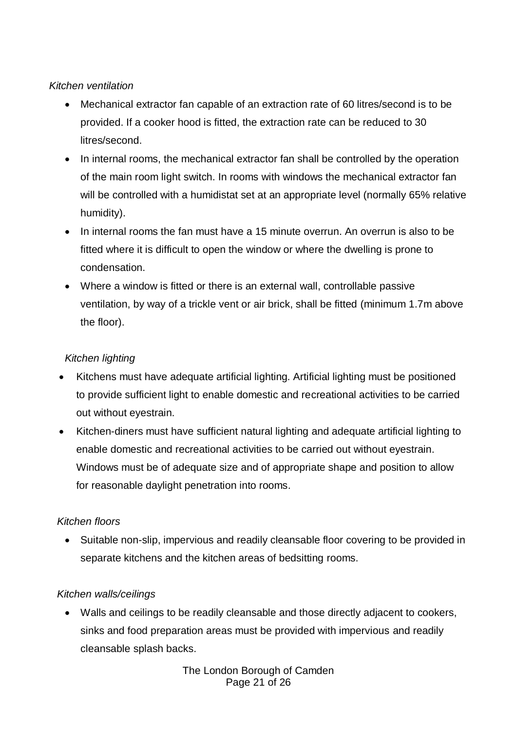*Kitchen ventilation*

- Mechanical extractor fan capable of an extraction rate of 60 litres/second is to be provided. If a cooker hood is fitted, the extraction rate can be reduced to 30 litres/second.
- In internal rooms, the mechanical extractor fan shall be controlled by the operation of the main room light switch. In rooms with windows the mechanical extractor fan will be controlled with a humidistat set at an appropriate level (normally 65% relative humidity).
- In internal rooms the fan must have a 15 minute overrun. An overrun is also to be fitted where it is difficult to open the window or where the dwelling is prone to condensation.
- Where a window is fitted or there is an external wall, controllable passive ventilation, by way of a trickle vent or air brick, shall be fitted (minimum 1.7m above the floor).

*Kitchen lighting*

- Kitchens must have adequate artificial lighting. Artificial lighting must be positioned to provide sufficient light to enable domestic and recreational activities to be carried out without eyestrain.
- Kitchen-diners must have sufficient natural lighting and adequate artificial lighting to enable domestic and recreational activities to be carried out without eyestrain. Windows must be of adequate size and of appropriate shape and position to allow for reasonable daylight penetration into rooms.

*Kitchen floors*

- Suitable non-slip, impervious and readily cleansable floor covering to be provided in separate kitchens and the kitchen areas of bedsitting rooms.

*Kitchen walls/ceilings*

- Walls and ceilings to be readily cleansable and those directly adjacent to cookers, sinks and food preparation areas must be provided with impervious and readily cleansable splash backs.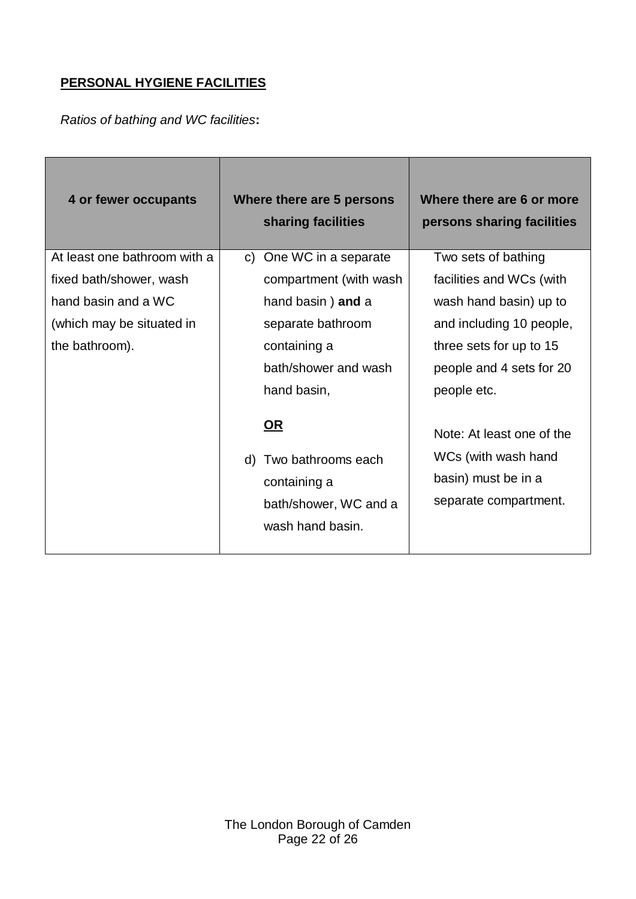**PERSONAL HYGIENE FACILITIES**

*Ratios of bathing and WC facilities***:**

| 4 or fewer occupants | Where there are 5 persons sharing facilities | Where there are 6 or more persons sharing facilities |
|---|---|---|
| At least one bathroom with a fixed bath/shower, wash hand basin and a WC (which may be situated in the bathroom). | c) One WC in a separate compartment (with wash hand basin ) **and** a separate bathroom containing a bath/shower and wash hand basin,<br><br>**OR**<br><br>d) Two bathrooms each containing a bath/shower, WC and a wash hand basin. | Two sets of bathing facilities and WCs (with wash hand basin) up to and including 10 people, three sets for up to 15 people and 4 sets for 20 people etc.<br><br>Note: At least one of the WCs (with wash hand basin) must be in a separate compartment. |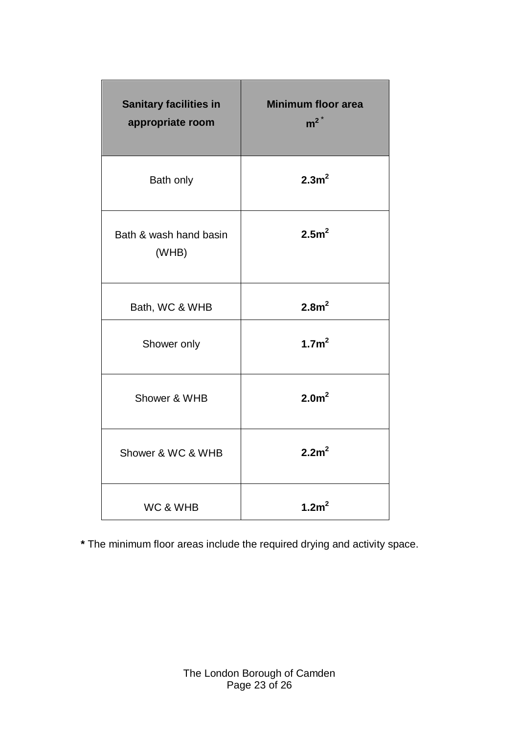| **Sanitary facilities in appropriate room** | **Minimum floor area $m^2$ \*** |
|---|---|
| Bath only | **$2.3m^2$** |
| Bath & wash hand basin (WHB) | **$2.5m^2$** |
| Bath, WC & WHB | **$2.8m^2$** |
| Shower only | **$1.7m^2$** |
| Shower & WHB | **$2.0m^2$** |
| Shower & WC & WHB | **$2.2m^2$** |
| WC & WHB | **$1.2m^2$** |

**\*** The minimum floor areas include the required drying and activity space.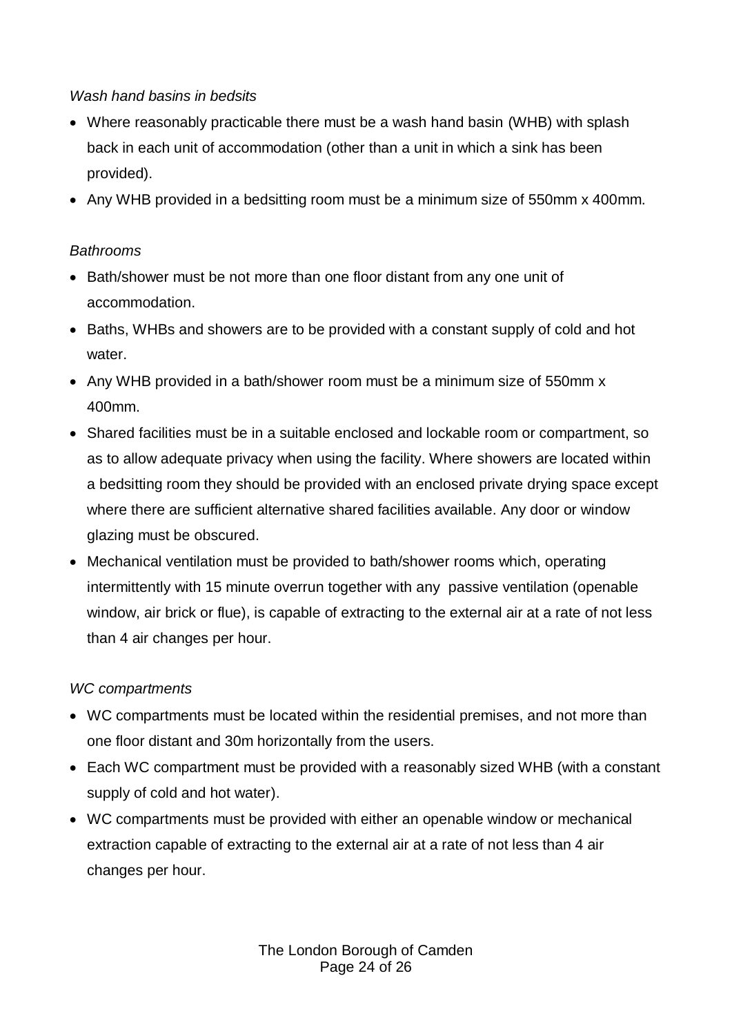*Wash hand basins in bedsits*

- Where reasonably practicable there must be a wash hand basin (WHB) with splash back in each unit of accommodation (other than a unit in which a sink has been provided).
- Any WHB provided in a bedsitting room must be a minimum size of 550mm x 400mm.

*Bathrooms*

- Bath/shower must be not more than one floor distant from any one unit of accommodation.
- Baths, WHBs and showers are to be provided with a constant supply of cold and hot water.
- Any WHB provided in a bath/shower room must be a minimum size of 550mm x 400mm.
- Shared facilities must be in a suitable enclosed and lockable room or compartment, so as to allow adequate privacy when using the facility. Where showers are located within a bedsitting room they should be provided with an enclosed private drying space except where there are sufficient alternative shared facilities available. Any door or window glazing must be obscured.
- Mechanical ventilation must be provided to bath/shower rooms which, operating intermittently with 15 minute overrun together with any passive ventilation (openable window, air brick or flue), is capable of extracting to the external air at a rate of not less than 4 air changes per hour.

*WC compartments*

- WC compartments must be located within the residential premises, and not more than one floor distant and 30m horizontally from the users.
- Each WC compartment must be provided with a reasonably sized WHB (with a constant supply of cold and hot water).
- WC compartments must be provided with either an openable window or mechanical extraction capable of extracting to the external air at a rate of not less than 4 air changes per hour.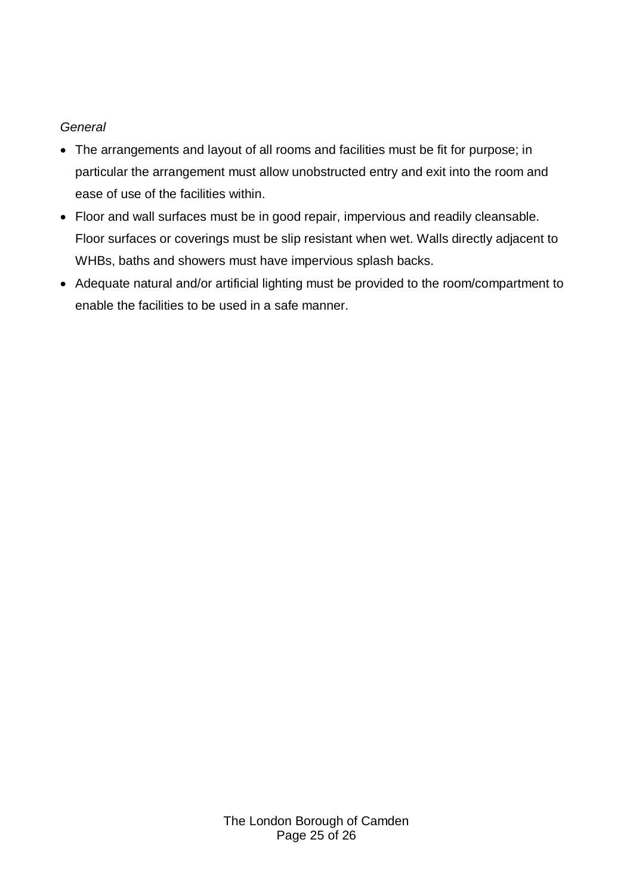*General*

- The arrangements and layout of all rooms and facilities must be fit for purpose; in particular the arrangement must allow unobstructed entry and exit into the room and ease of use of the facilities within.
- Floor and wall surfaces must be in good repair, impervious and readily cleansable. Floor surfaces or coverings must be slip resistant when wet. Walls directly adjacent to WHBs, baths and showers must have impervious splash backs.
- Adequate natural and/or artificial lighting must be provided to the room/compartment to enable the facilities to be used in a safe manner.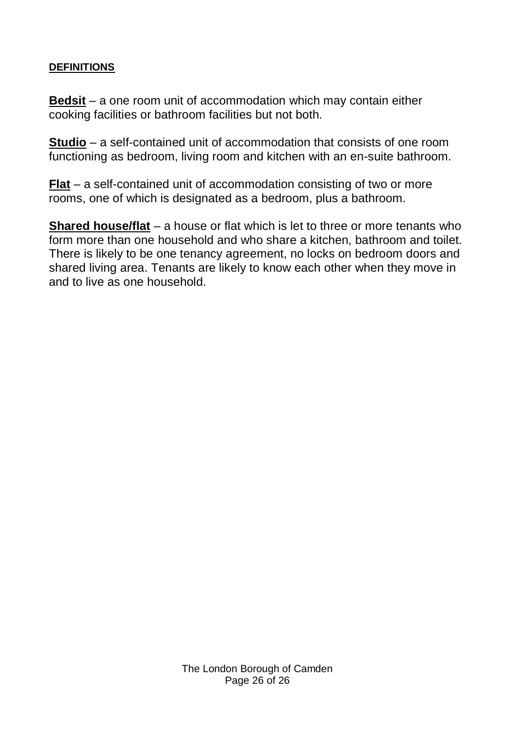## DEFINITIONS

**Bedsit** – a one room unit of accommodation which may contain either cooking facilities or bathroom facilities but not both.

**Studio** – a self-contained unit of accommodation that consists of one room functioning as bedroom, living room and kitchen with an en-suite bathroom.

**Flat** – a self-contained unit of accommodation consisting of two or more rooms, one of which is designated as a bedroom, plus a bathroom.

**Shared house/flat** – a house or flat which is let to three or more tenants who form more than one household and who share a kitchen, bathroom and toilet. There is likely to be one tenancy agreement, no locks on bedroom doors and shared living area. Tenants are likely to know each other when they move in and to live as one household.